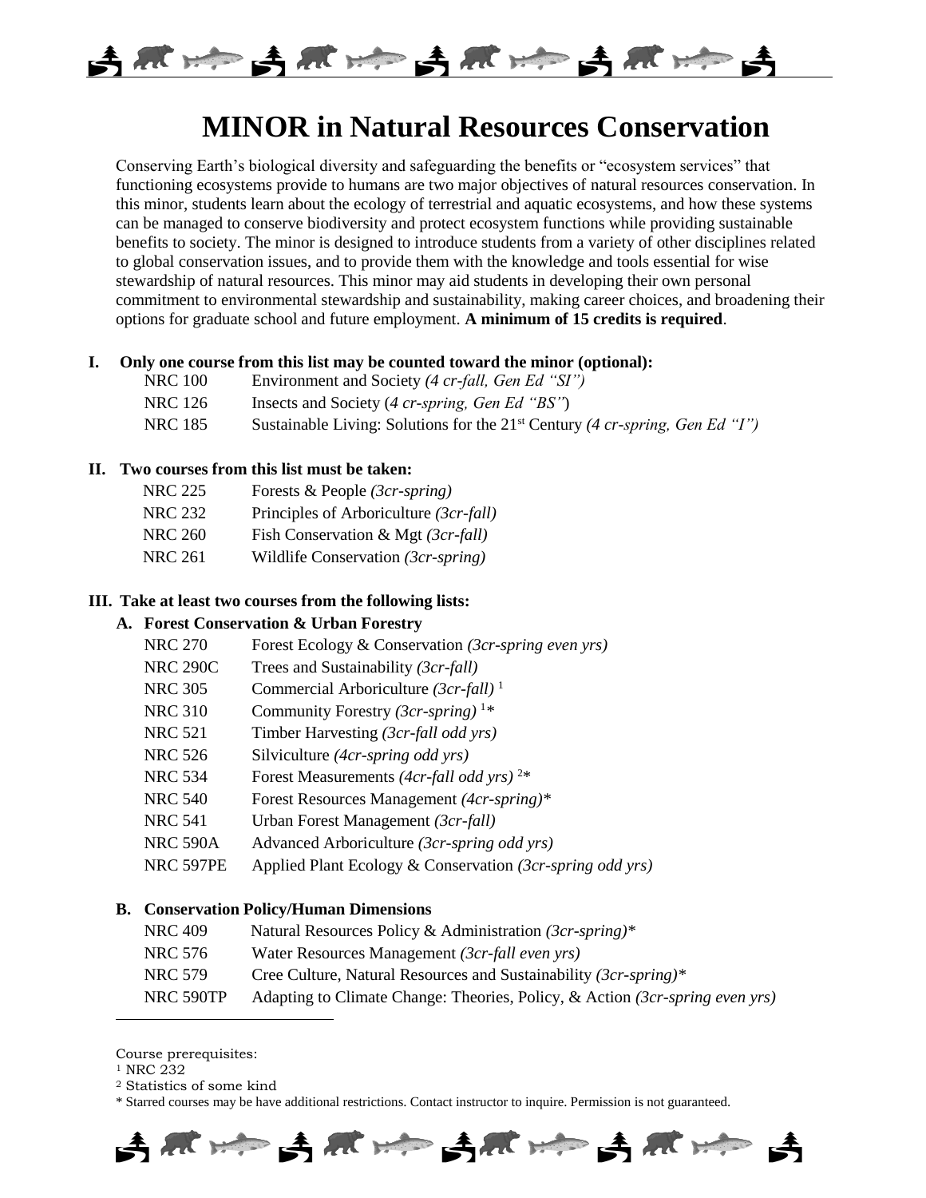# MINOR in Natural Resources Conservation

Conserving Earth's biological diversity and safeguarding the benefits or "ecosystem services" that functioning ecosystems provide to humans are two major objectives of natural resources conservation. In this minor, students learn about the ecology of terrestrial and aquatic ecosystems, and how these systems can be managed to conserve biodiversity and protect ecosystem functions while providing sustainable benefits to society. The minor is designed to introduce students from a variety of other disciplines related to global conservation issues, and to provide them with the knowledge and tools essential for wise stewardship of natural resources. This minor may aid students in developing their own personal commitment to environmental stewardship and sustainability, making career choices, and broadening their options for graduate school and future employment. **A minimum of 15 credits is required**.

**I. Only one course from this list may be counted toward the minor (optional):**

| | |
|---|---|
| NRC 100 | Environment and Society *(4 cr-fall, Gen Ed "SI")* |
| NRC 126 | Insects and Society (*4 cr-spring, Gen Ed "BS"*) |
| NRC 185 | Sustainable Living: Solutions for the 21st Century *(4 cr-spring, Gen Ed "I")* |

**II. Two courses from this list must be taken:**

| | |
|---|---|
| NRC 225 | Forests & People *(3cr-spring)* |
| NRC 232 | Principles of Arboriculture *(3cr-fall)* |
| NRC 260 | Fish Conservation & Mgt *(3cr-fall)* |
| NRC 261 | Wildlife Conservation *(3cr-spring)* |

**III. Take at least two courses from the following lists:**

**A. Forest Conservation & Urban Forestry**

| | |
|---|---|
| NRC 270 | Forest Ecology & Conservation *(3cr-spring even yrs)* |
| NRC 290C | Trees and Sustainability *(3cr-fall)* |
| NRC 305 | Commercial Arboriculture *(3cr-fall)* [1] |
| NRC 310 | Community Forestry *(3cr-spring)* [1]* |
| NRC 521 | Timber Harvesting *(3cr-fall odd yrs)* |
| NRC 526 | Silviculture *(4cr-spring odd yrs)* |
| NRC 534 | Forest Measurements *(4cr-fall odd yrs)* [2]* |
| NRC 540 | Forest Resources Management *(4cr-spring)** |
| NRC 541 | Urban Forest Management *(3cr-fall)* |
| NRC 590A | Advanced Arboriculture *(3cr-spring odd yrs)* |
| NRC 597PE | Applied Plant Ecology & Conservation *(3cr-spring odd yrs)* |

**B. Conservation Policy/Human Dimensions**

| | |
|---|---|
| NRC 409 | Natural Resources Policy & Administration *(3cr-spring)** |
| NRC 576 | Water Resources Management *(3cr-fall even yrs)* |
| NRC 579 | Cree Culture, Natural Resources and Sustainability *(3cr-spring)** |
| NRC 590TP | Adapting to Climate Change: Theories, Policy, & Action *(3cr-spring even yrs)* |

---

Course prerequisites:

[1] NRC 232

[2] Statistics of some kind

\* Starred courses may be have additional restrictions. Contact instructor to inquire. Permission is not guaranteed.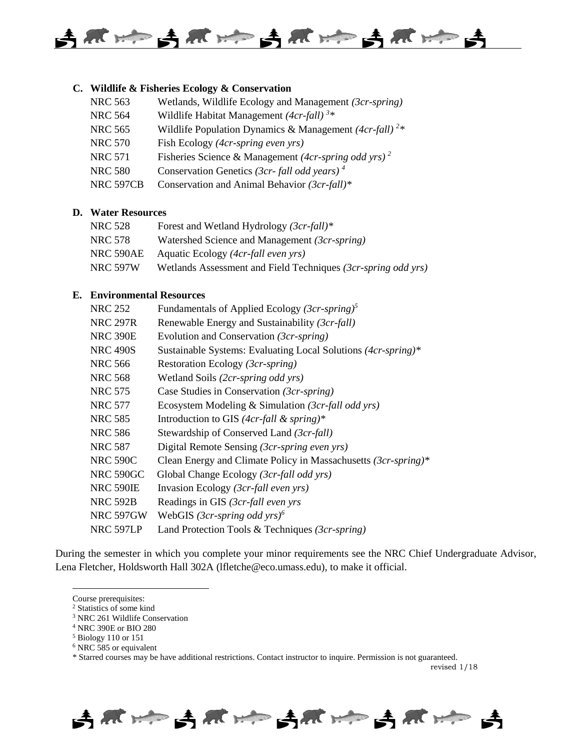**C. Wildlife & Fisheries Ecology & Conservation**

| | |
|---|---|
| NRC 563 | Wetlands, Wildlife Ecology and Management *(3cr-spring)* |
| NRC 564 | Wildlife Habitat Management *(4cr-fall)* [3]* |
| NRC 565 | Wildlife Population Dynamics & Management *(4cr-fall)* [2]* |
| NRC 570 | Fish Ecology *(4cr-spring even yrs)* |
| NRC 571 | Fisheries Science & Management *(4cr-spring odd yrs)* [2] |
| NRC 580 | Conservation Genetics *(3cr- fall odd years)* [4] |
| NRC 597CB | Conservation and Animal Behavior *(3cr-fall)** |

**D. Water Resources**

| | |
|---|---|
| NRC 528 | Forest and Wetland Hydrology *(3cr-fall)** |
| NRC 578 | Watershed Science and Management *(3cr-spring)* |
| NRC 590AE | Aquatic Ecology *(4cr-fall even yrs)* |
| NRC 597W | Wetlands Assessment and Field Techniques *(3cr-spring odd yrs)* |

**E. Environmental Resources**

| | |
|---|---|
| NRC 252 | Fundamentals of Applied Ecology *(3cr-spring)*[5] |
| NRC 297R | Renewable Energy and Sustainability *(3cr-fall)* |
| NRC 390E | Evolution and Conservation *(3cr-spring)* |
| NRC 490S | Sustainable Systems: Evaluating Local Solutions *(4cr-spring)** |
| NRC 566 | Restoration Ecology *(3cr-spring)* |
| NRC 568 | Wetland Soils *(2cr-spring odd yrs)* |
| NRC 575 | Case Studies in Conservation *(3cr-spring)* |
| NRC 577 | Ecosystem Modeling & Simulation *(3cr-fall odd yrs)* |
| NRC 585 | Introduction to GIS *(4cr-fall & spring)** |
| NRC 586 | Stewardship of Conserved Land *(3cr-fall)* |
| NRC 587 | Digital Remote Sensing *(3cr-spring even yrs)* |
| NRC 590C | Clean Energy and Climate Policy in Massachusetts *(3cr-spring)** |
| NRC 590GC | Global Change Ecology *(3cr-fall odd yrs)* |
| NRC 590IE | Invasion Ecology *(3cr-fall even yrs)* |
| NRC 592B | Readings in GIS *(3cr-fall even yrs* |
| NRC 597GW | WebGIS *(3cr-spring odd yrs)*[6] |
| NRC 597LP | Land Protection Tools & Techniques *(3cr-spring)* |

During the semester in which you complete your minor requirements see the NRC Chief Undergraduate Advisor, Lena Fletcher, Holdsworth Hall 302A (lfletche@eco.umass.edu), to make it official.

---

Course prerequisites:
[2] Statistics of some kind
[3] NRC 261 Wildlife Conservation
[4] NRC 390E or BIO 280
[5] Biology 110 or 151
[6] NRC 585 or equivalent
* Starred courses may be have additional restrictions. Contact instructor to inquire. Permission is not guaranteed.

revised 1/18